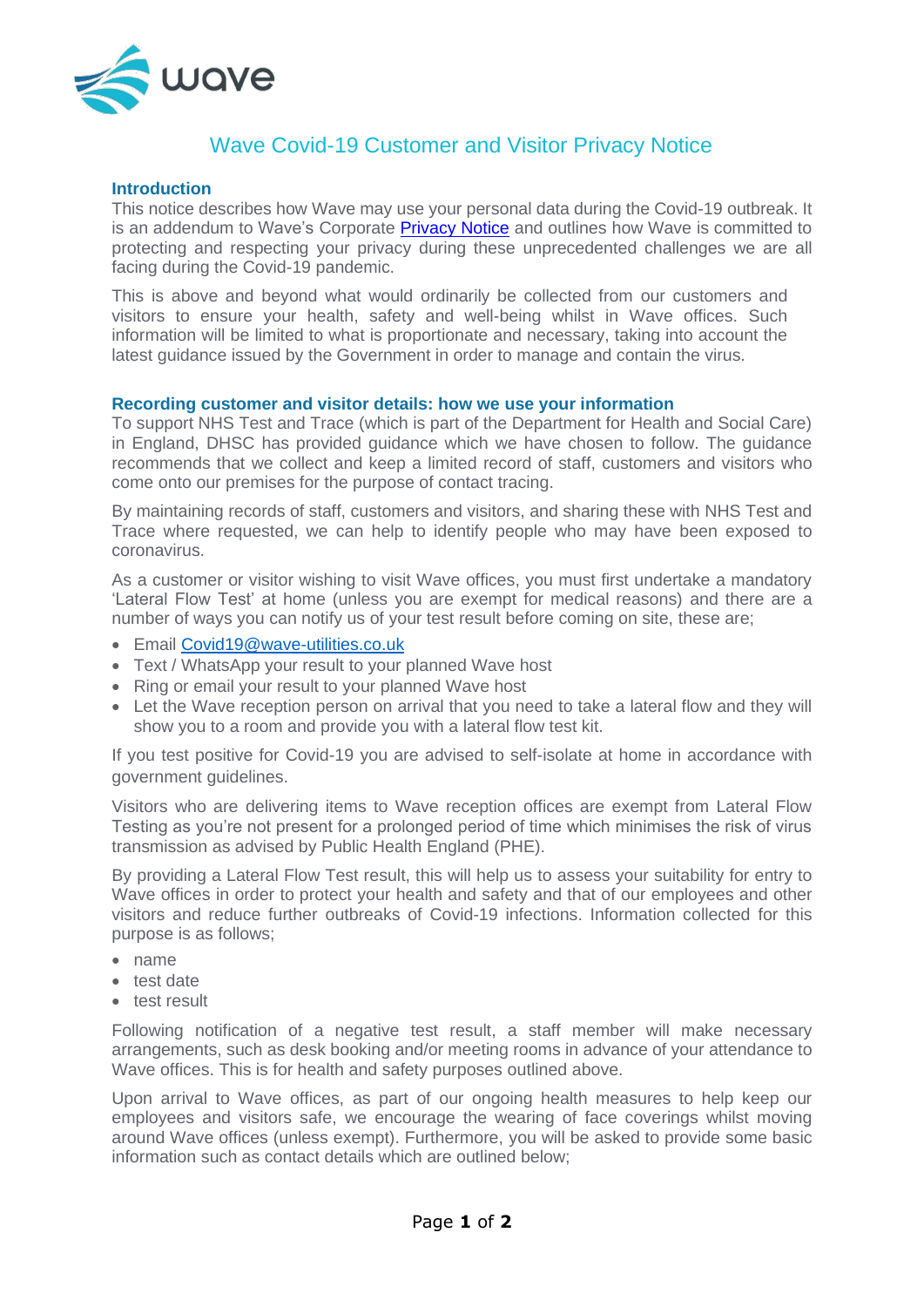# Wave Covid-19 Customer and Visitor Privacy Notice

## Introduction

This notice describes how Wave may use your personal data during the Covid-19 outbreak. It is an addendum to Wave's Corporate Privacy Notice and outlines how Wave is committed to protecting and respecting your privacy during these unprecedented challenges we are all facing during the Covid-19 pandemic.

This is above and beyond what would ordinarily be collected from our customers and visitors to ensure your health, safety and well-being whilst in Wave offices. Such information will be limited to what is proportionate and necessary, taking into account the latest guidance issued by the Government in order to manage and contain the virus.

## Recording customer and visitor details: how we use your information

To support NHS Test and Trace (which is part of the Department for Health and Social Care) in England, DHSC has provided guidance which we have chosen to follow. The guidance recommends that we collect and keep a limited record of staff, customers and visitors who come onto our premises for the purpose of contact tracing.

By maintaining records of staff, customers and visitors, and sharing these with NHS Test and Trace where requested, we can help to identify people who may have been exposed to coronavirus.

As a customer or visitor wishing to visit Wave offices, you must first undertake a mandatory 'Lateral Flow Test' at home (unless you are exempt for medical reasons) and there are a number of ways you can notify us of your test result before coming on site, these are;

- Email Covid19@wave-utilities.co.uk
- Text / WhatsApp your result to your planned Wave host
- Ring or email your result to your planned Wave host
- Let the Wave reception person on arrival that you need to take a lateral flow and they will show you to a room and provide you with a lateral flow test kit.

If you test positive for Covid-19 you are advised to self-isolate at home in accordance with government guidelines.

Visitors who are delivering items to Wave reception offices are exempt from Lateral Flow Testing as you're not present for a prolonged period of time which minimises the risk of virus transmission as advised by Public Health England (PHE).

By providing a Lateral Flow Test result, this will help us to assess your suitability for entry to Wave offices in order to protect your health and safety and that of our employees and other visitors and reduce further outbreaks of Covid-19 infections. Information collected for this purpose is as follows;

- name
- test date
- test result

Following notification of a negative test result, a staff member will make necessary arrangements, such as desk booking and/or meeting rooms in advance of your attendance to Wave offices. This is for health and safety purposes outlined above.

Upon arrival to Wave offices, as part of our ongoing health measures to help keep our employees and visitors safe, we encourage the wearing of face coverings whilst moving around Wave offices (unless exempt). Furthermore, you will be asked to provide some basic information such as contact details which are outlined below;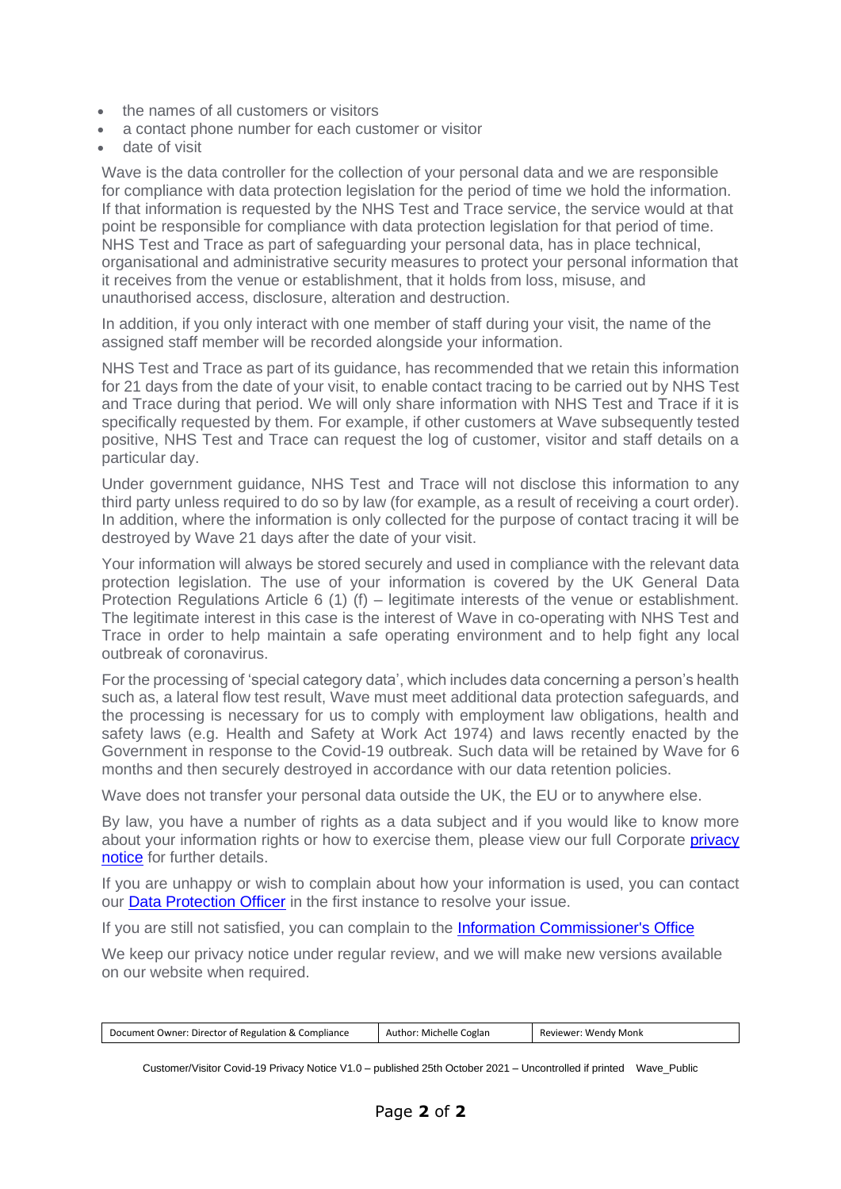- the names of all customers or visitors
- a contact phone number for each customer or visitor
- date of visit

Wave is the data controller for the collection of your personal data and we are responsible for compliance with data protection legislation for the period of time we hold the information. If that information is requested by the NHS Test and Trace service, the service would at that point be responsible for compliance with data protection legislation for that period of time. NHS Test and Trace as part of safeguarding your personal data, has in place technical, organisational and administrative security measures to protect your personal information that it receives from the venue or establishment, that it holds from loss, misuse, and unauthorised access, disclosure, alteration and destruction.

In addition, if you only interact with one member of staff during your visit, the name of the assigned staff member will be recorded alongside your information.

NHS Test and Trace as part of its guidance, has recommended that we retain this information for 21 days from the date of your visit, to enable contact tracing to be carried out by NHS Test and Trace during that period. We will only share information with NHS Test and Trace if it is specifically requested by them. For example, if other customers at Wave subsequently tested positive, NHS Test and Trace can request the log of customer, visitor and staff details on a particular day.

Under government guidance, NHS Test and Trace will not disclose this information to any third party unless required to do so by law (for example, as a result of receiving a court order). In addition, where the information is only collected for the purpose of contact tracing it will be destroyed by Wave 21 days after the date of your visit.

Your information will always be stored securely and used in compliance with the relevant data protection legislation. The use of your information is covered by the UK General Data Protection Regulations Article 6 (1) (f) – legitimate interests of the venue or establishment. The legitimate interest in this case is the interest of Wave in co-operating with NHS Test and Trace in order to help maintain a safe operating environment and to help fight any local outbreak of coronavirus.

For the processing of 'special category data', which includes data concerning a person's health such as, a lateral flow test result, Wave must meet additional data protection safeguards, and the processing is necessary for us to comply with employment law obligations, health and safety laws (e.g. Health and Safety at Work Act 1974) and laws recently enacted by the Government in response to the Covid-19 outbreak. Such data will be retained by Wave for 6 months and then securely destroyed in accordance with our data retention policies.

Wave does not transfer your personal data outside the UK, the EU or to anywhere else.

By law, you have a number of rights as a data subject and if you would like to know more about your information rights or how to exercise them, please view our full Corporate [privacy notice] for further details.

If you are unhappy or wish to complain about how your information is used, you can contact our [Data Protection Officer] in the first instance to resolve your issue.

If you are still not satisfied, you can complain to the [Information Commissioner's Office]

We keep our privacy notice under regular review, and we will make new versions available on our website when required.

| | | |
|---|---|---|
| Document Owner: Director of Regulation & Compliance | Author: Michelle Coglan | Reviewer: Wendy Monk |

Customer/Visitor Covid-19 Privacy Notice V1.0 – published 25th October 2021 – Uncontrolled if printed Wave_Public